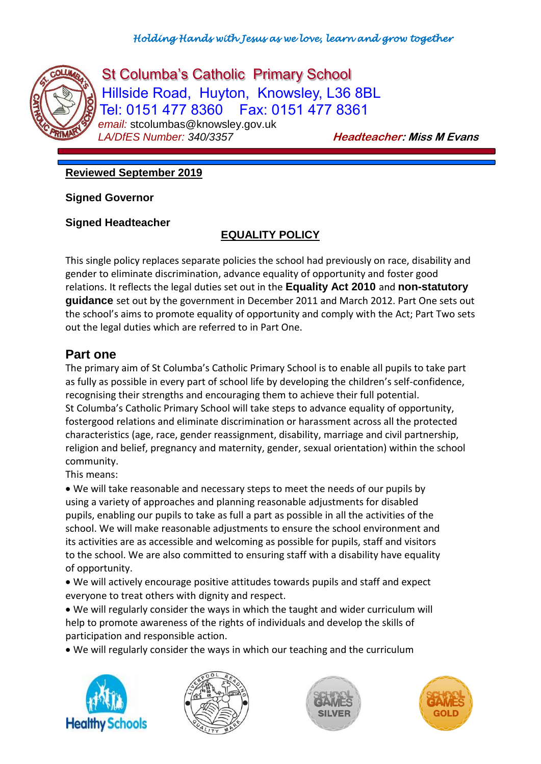*Holding Hands with Jesus as we love, learn and grow together*

St Columba's Catholic Primary School
Hillside Road, Huyton, Knowsley, L36 8BL
Tel: 0151 477 8360 Fax: 0151 477 8361
*email:* stcolumbas@knowsley.gov.uk
*LA/DfES Number: 340/3357*

***Headteacher: Miss M Evans***

**Reviewed September 2019**

**Signed Governor**

**Signed Headteacher**

# EQUALITY POLICY

This single policy replaces separate policies the school had previously on race, disability and gender to eliminate discrimination, advance equality of opportunity and foster good relations. It reflects the legal duties set out in the **Equality Act 2010** and **non-statutory guidance** set out by the government in December 2011 and March 2012. Part One sets out the school's aims to promote equality of opportunity and comply with the Act; Part Two sets out the legal duties which are referred to in Part One.

## Part one

The primary aim of St Columba's Catholic Primary School is to enable all pupils to take part as fully as possible in every part of school life by developing the children's self-confidence, recognising their strengths and encouraging them to achieve their full potential.
St Columba's Catholic Primary School will take steps to advance equality of opportunity, fostergood relations and eliminate discrimination or harassment across all the protected characteristics (age, race, gender reassignment, disability, marriage and civil partnership, religion and belief, pregnancy and maternity, gender, sexual orientation) within the school community.
This means:

- We will take reasonable and necessary steps to meet the needs of our pupils by using a variety of approaches and planning reasonable adjustments for disabled pupils, enabling our pupils to take as full a part as possible in all the activities of the school. We will make reasonable adjustments to ensure the school environment and its activities are as accessible and welcoming as possible for pupils, staff and visitors to the school. We are also committed to ensuring staff with a disability have equality of opportunity.
- We will actively encourage positive attitudes towards pupils and staff and expect everyone to treat others with dignity and respect.
- We will regularly consider the ways in which the taught and wider curriculum will help to promote awareness of the rights of individuals and develop the skills of participation and responsible action.
- We will regularly consider the ways in which our teaching and the curriculum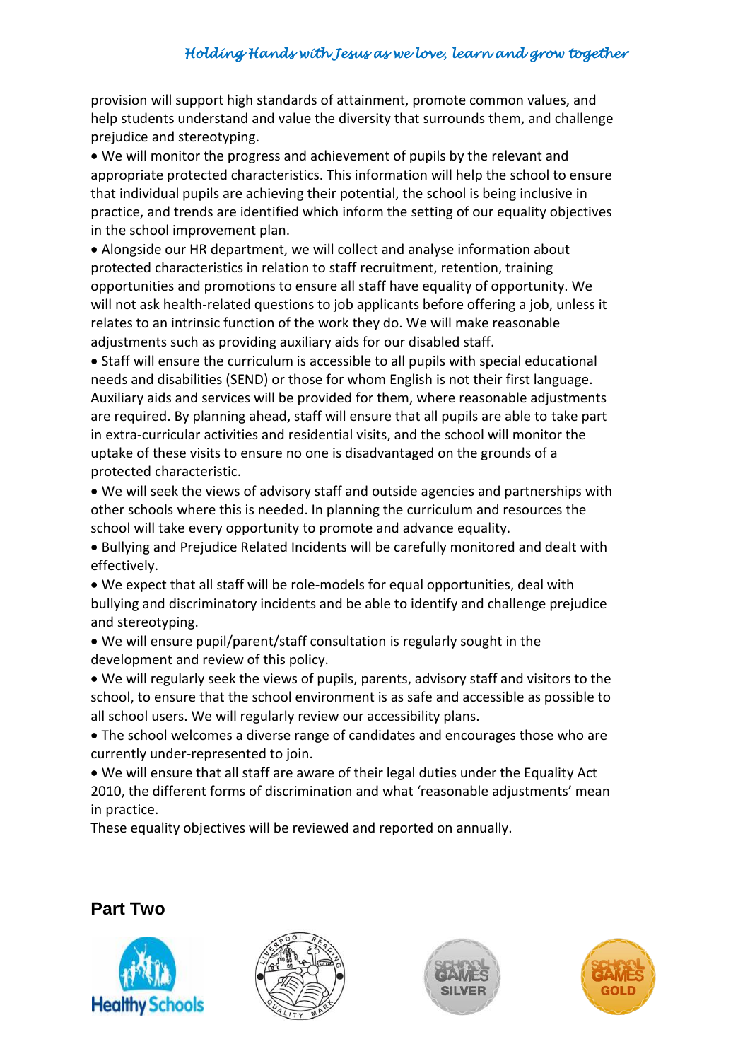provision will support high standards of attainment, promote common values, and help students understand and value the diversity that surrounds them, and challenge prejudice and stereotyping.

- We will monitor the progress and achievement of pupils by the relevant and appropriate protected characteristics. This information will help the school to ensure that individual pupils are achieving their potential, the school is being inclusive in practice, and trends are identified which inform the setting of our equality objectives in the school improvement plan.
- Alongside our HR department, we will collect and analyse information about protected characteristics in relation to staff recruitment, retention, training opportunities and promotions to ensure all staff have equality of opportunity. We will not ask health-related questions to job applicants before offering a job, unless it relates to an intrinsic function of the work they do. We will make reasonable adjustments such as providing auxiliary aids for our disabled staff.
- Staff will ensure the curriculum is accessible to all pupils with special educational needs and disabilities (SEND) or those for whom English is not their first language. Auxiliary aids and services will be provided for them, where reasonable adjustments are required. By planning ahead, staff will ensure that all pupils are able to take part in extra-curricular activities and residential visits, and the school will monitor the uptake of these visits to ensure no one is disadvantaged on the grounds of a protected characteristic.
- We will seek the views of advisory staff and outside agencies and partnerships with other schools where this is needed. In planning the curriculum and resources the school will take every opportunity to promote and advance equality.
- Bullying and Prejudice Related Incidents will be carefully monitored and dealt with effectively.
- We expect that all staff will be role-models for equal opportunities, deal with bullying and discriminatory incidents and be able to identify and challenge prejudice and stereotyping.
- We will ensure pupil/parent/staff consultation is regularly sought in the development and review of this policy.
- We will regularly seek the views of pupils, parents, advisory staff and visitors to the school, to ensure that the school environment is as safe and accessible as possible to all school users. We will regularly review our accessibility plans.
- The school welcomes a diverse range of candidates and encourages those who are currently under-represented to join.
- We will ensure that all staff are aware of their legal duties under the Equality Act 2010, the different forms of discrimination and what 'reasonable adjustments' mean in practice.

These equality objectives will be reviewed and reported on annually.

## Part Two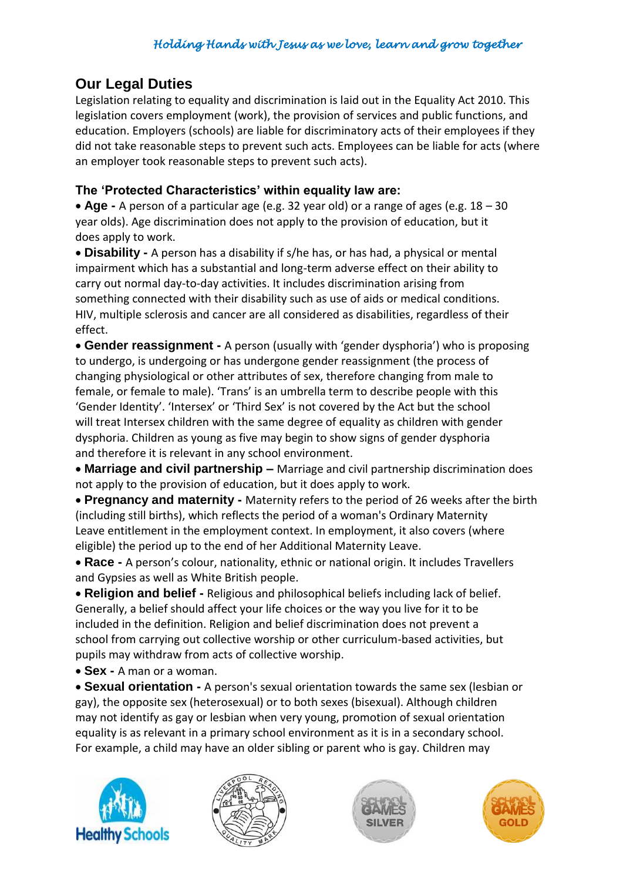## Our Legal Duties

Legislation relating to equality and discrimination is laid out in the Equality Act 2010. This legislation covers employment (work), the provision of services and public functions, and education. Employers (schools) are liable for discriminatory acts of their employees if they did not take reasonable steps to prevent such acts. Employees can be liable for acts (where an employer took reasonable steps to prevent such acts).

### The 'Protected Characteristics' within equality law are:

- **Age -** A person of a particular age (e.g. 32 year old) or a range of ages (e.g. 18 – 30 year olds). Age discrimination does not apply to the provision of education, but it does apply to work.
- **Disability -** A person has a disability if s/he has, or has had, a physical or mental impairment which has a substantial and long-term adverse effect on their ability to carry out normal day-to-day activities. It includes discrimination arising from something connected with their disability such as use of aids or medical conditions. HIV, multiple sclerosis and cancer are all considered as disabilities, regardless of their effect.
- **Gender reassignment -** A person (usually with 'gender dysphoria') who is proposing to undergo, is undergoing or has undergone gender reassignment (the process of changing physiological or other attributes of sex, therefore changing from male to female, or female to male). 'Trans' is an umbrella term to describe people with this 'Gender Identity'. 'Intersex' or 'Third Sex' is not covered by the Act but the school will treat Intersex children with the same degree of equality as children with gender dysphoria. Children as young as five may begin to show signs of gender dysphoria and therefore it is relevant in any school environment.
- **Marriage and civil partnership –** Marriage and civil partnership discrimination does not apply to the provision of education, but it does apply to work.
- **Pregnancy and maternity -** Maternity refers to the period of 26 weeks after the birth (including still births), which reflects the period of a woman's Ordinary Maternity Leave entitlement in the employment context. In employment, it also covers (where eligible) the period up to the end of her Additional Maternity Leave.
- **Race -** A person's colour, nationality, ethnic or national origin. It includes Travellers and Gypsies as well as White British people.
- **Religion and belief -** Religious and philosophical beliefs including lack of belief. Generally, a belief should affect your life choices or the way you live for it to be included in the definition. Religion and belief discrimination does not prevent a school from carrying out collective worship or other curriculum-based activities, but pupils may withdraw from acts of collective worship.
- **Sex -** A man or a woman.
- **Sexual orientation -** A person's sexual orientation towards the same sex (lesbian or gay), the opposite sex (heterosexual) or to both sexes (bisexual). Although children may not identify as gay or lesbian when very young, promotion of sexual orientation equality is as relevant in a primary school environment as it is in a secondary school. For example, a child may have an older sibling or parent who is gay. Children may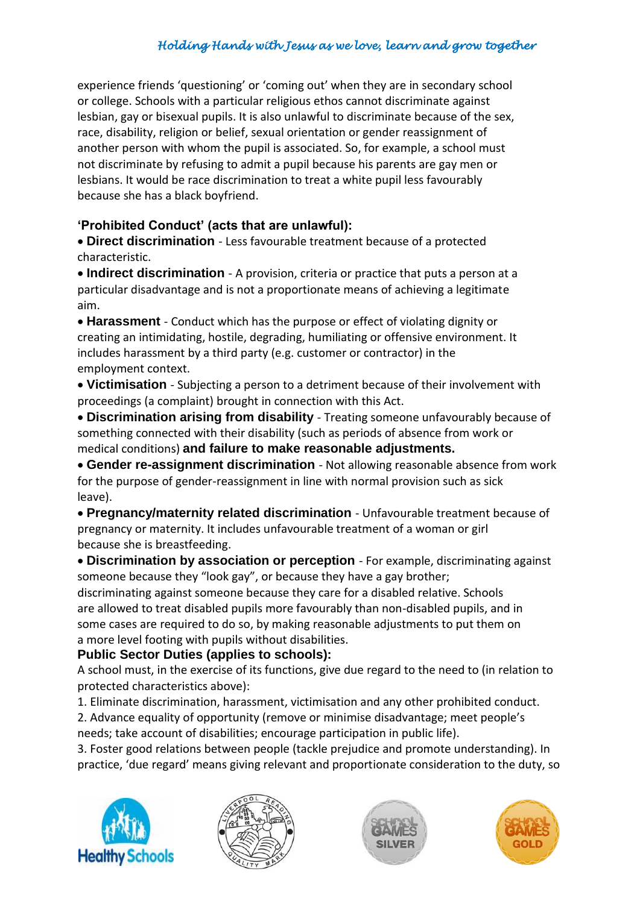experience friends 'questioning' or 'coming out' when they are in secondary school or college. Schools with a particular religious ethos cannot discriminate against lesbian, gay or bisexual pupils. It is also unlawful to discriminate because of the sex, race, disability, religion or belief, sexual orientation or gender reassignment of another person with whom the pupil is associated. So, for example, a school must not discriminate by refusing to admit a pupil because his parents are gay men or lesbians. It would be race discrimination to treat a white pupil less favourably because she has a black boyfriend.

**'Prohibited Conduct' (acts that are unlawful):**

- **Direct discrimination** - Less favourable treatment because of a protected characteristic.
- **Indirect discrimination** - A provision, criteria or practice that puts a person at a particular disadvantage and is not a proportionate means of achieving a legitimate aim.
- **Harassment** - Conduct which has the purpose or effect of violating dignity or creating an intimidating, hostile, degrading, humiliating or offensive environment. It includes harassment by a third party (e.g. customer or contractor) in the employment context.
- **Victimisation** - Subjecting a person to a detriment because of their involvement with proceedings (a complaint) brought in connection with this Act.
- **Discrimination arising from disability** - Treating someone unfavourably because of something connected with their disability (such as periods of absence from work or medical conditions) **and failure to make reasonable adjustments.**
- **Gender re-assignment discrimination** - Not allowing reasonable absence from work for the purpose of gender-reassignment in line with normal provision such as sick leave).
- **Pregnancy/maternity related discrimination** - Unfavourable treatment because of pregnancy or maternity. It includes unfavourable treatment of a woman or girl because she is breastfeeding.
- **Discrimination by association or perception** - For example, discriminating against someone because they "look gay", or because they have a gay brother; discriminating against someone because they care for a disabled relative. Schools are allowed to treat disabled pupils more favourably than non-disabled pupils, and in some cases are required to do so, by making reasonable adjustments to put them on a more level footing with pupils without disabilities.

**Public Sector Duties (applies to schools):**

A school must, in the exercise of its functions, give due regard to the need to (in relation to protected characteristics above):

1. Eliminate discrimination, harassment, victimisation and any other prohibited conduct.
2. Advance equality of opportunity (remove or minimise disadvantage; meet people's needs; take account of disabilities; encourage participation in public life).
3. Foster good relations between people (tackle prejudice and promote understanding). In practice, 'due regard' means giving relevant and proportionate consideration to the duty, so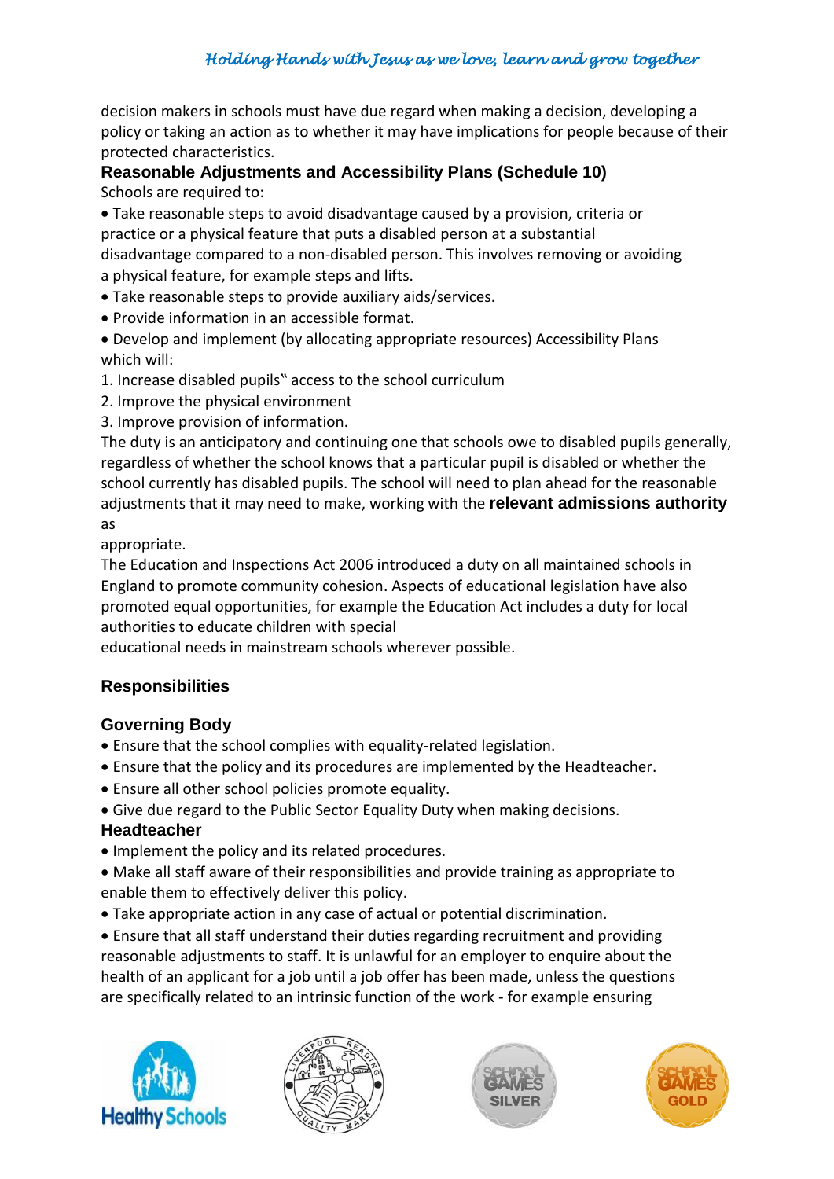decision makers in schools must have due regard when making a decision, developing a policy or taking an action as to whether it may have implications for people because of their protected characteristics.

### Reasonable Adjustments and Accessibility Plans (Schedule 10)

Schools are required to:

- Take reasonable steps to avoid disadvantage caused by a provision, criteria or practice or a physical feature that puts a disabled person at a substantial disadvantage compared to a non-disabled person. This involves removing or avoiding a physical feature, for example steps and lifts.
- Take reasonable steps to provide auxiliary aids/services.
- Provide information in an accessible format.
- Develop and implement (by allocating appropriate resources) Accessibility Plans which will:

1. Increase disabled pupils" access to the school curriculum
2. Improve the physical environment
3. Improve provision of information.

The duty is an anticipatory and continuing one that schools owe to disabled pupils generally, regardless of whether the school knows that a particular pupil is disabled or whether the school currently has disabled pupils. The school will need to plan ahead for the reasonable adjustments that it may need to make, working with the **relevant admissions authority** as appropriate.

The Education and Inspections Act 2006 introduced a duty on all maintained schools in England to promote community cohesion. Aspects of educational legislation have also promoted equal opportunities, for example the Education Act includes a duty for local authorities to educate children with special educational needs in mainstream schools wherever possible.

## Responsibilities

### Governing Body

- Ensure that the school complies with equality-related legislation.
- Ensure that the policy and its procedures are implemented by the Headteacher.
- Ensure all other school policies promote equality.
- Give due regard to the Public Sector Equality Duty when making decisions.

### Headteacher

- Implement the policy and its related procedures.
- Make all staff aware of their responsibilities and provide training as appropriate to enable them to effectively deliver this policy.
- Take appropriate action in any case of actual or potential discrimination.
- Ensure that all staff understand their duties regarding recruitment and providing reasonable adjustments to staff. It is unlawful for an employer to enquire about the health of an applicant for a job until a job offer has been made, unless the questions are specifically related to an intrinsic function of the work - for example ensuring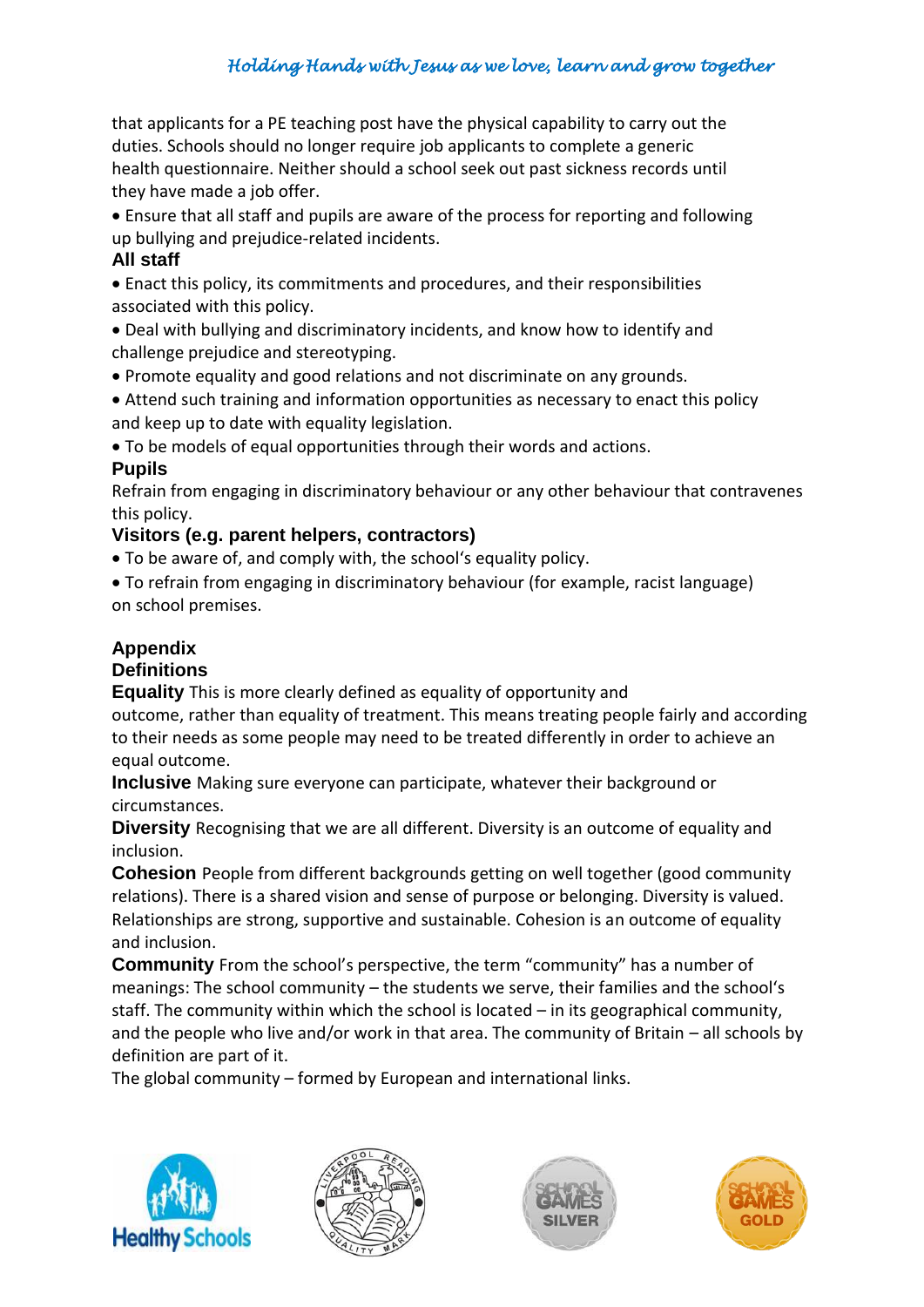that applicants for a PE teaching post have the physical capability to carry out the duties. Schools should no longer require job applicants to complete a generic health questionnaire. Neither should a school seek out past sickness records until they have made a job offer.

- Ensure that all staff and pupils are aware of the process for reporting and following up bullying and prejudice-related incidents.

### All staff

- Enact this policy, its commitments and procedures, and their responsibilities associated with this policy.
- Deal with bullying and discriminatory incidents, and know how to identify and challenge prejudice and stereotyping.
- Promote equality and good relations and not discriminate on any grounds.
- Attend such training and information opportunities as necessary to enact this policy and keep up to date with equality legislation.
- To be models of equal opportunities through their words and actions.

### Pupils

Refrain from engaging in discriminatory behaviour or any other behaviour that contravenes this policy.

### Visitors (e.g. parent helpers, contractors)

- To be aware of, and comply with, the school's equality policy.
- To refrain from engaging in discriminatory behaviour (for example, racist language) on school premises.

## Appendix

### Definitions

**Equality** This is more clearly defined as equality of opportunity and outcome, rather than equality of treatment. This means treating people fairly and according to their needs as some people may need to be treated differently in order to achieve an equal outcome.

**Inclusive** Making sure everyone can participate, whatever their background or circumstances.

**Diversity** Recognising that we are all different. Diversity is an outcome of equality and inclusion.

**Cohesion** People from different backgrounds getting on well together (good community relations). There is a shared vision and sense of purpose or belonging. Diversity is valued. Relationships are strong, supportive and sustainable. Cohesion is an outcome of equality and inclusion.

**Community** From the school's perspective, the term "community" has a number of meanings: The school community – the students we serve, their families and the school's staff. The community within which the school is located – in its geographical community, and the people who live and/or work in that area. The community of Britain – all schools by definition are part of it.

The global community – formed by European and international links.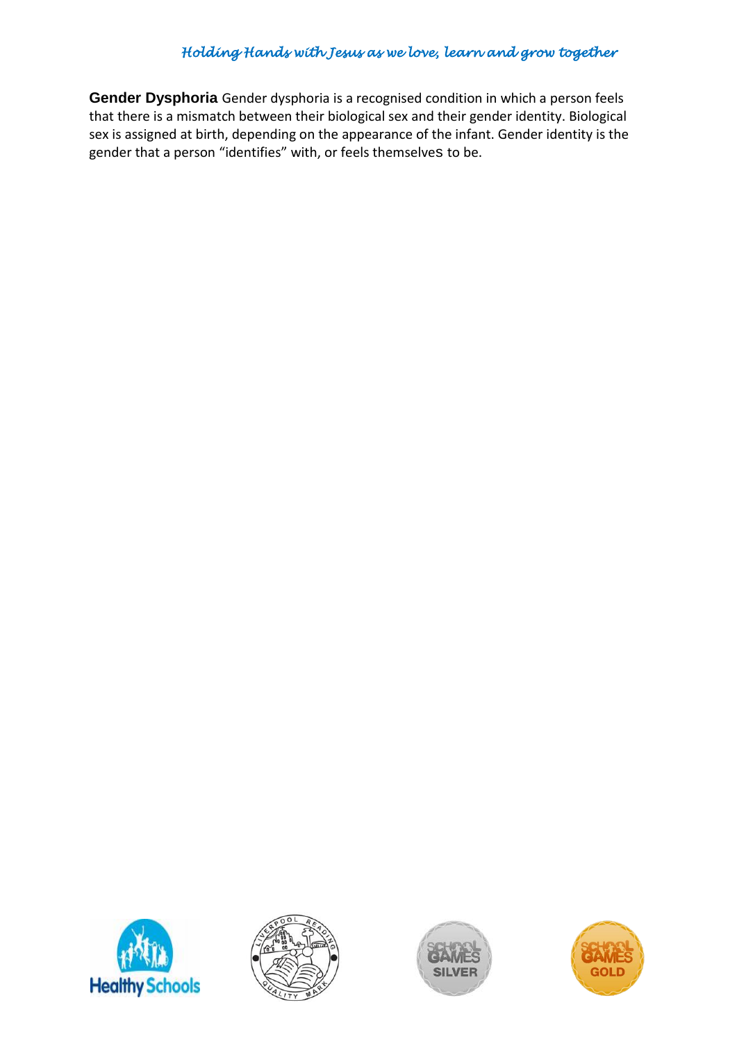**Gender Dysphoria** Gender dysphoria is a recognised condition in which a person feels that there is a mismatch between their biological sex and their gender identity. Biological sex is assigned at birth, depending on the appearance of the infant. Gender identity is the gender that a person "identifies" with, or feels themselves to be.